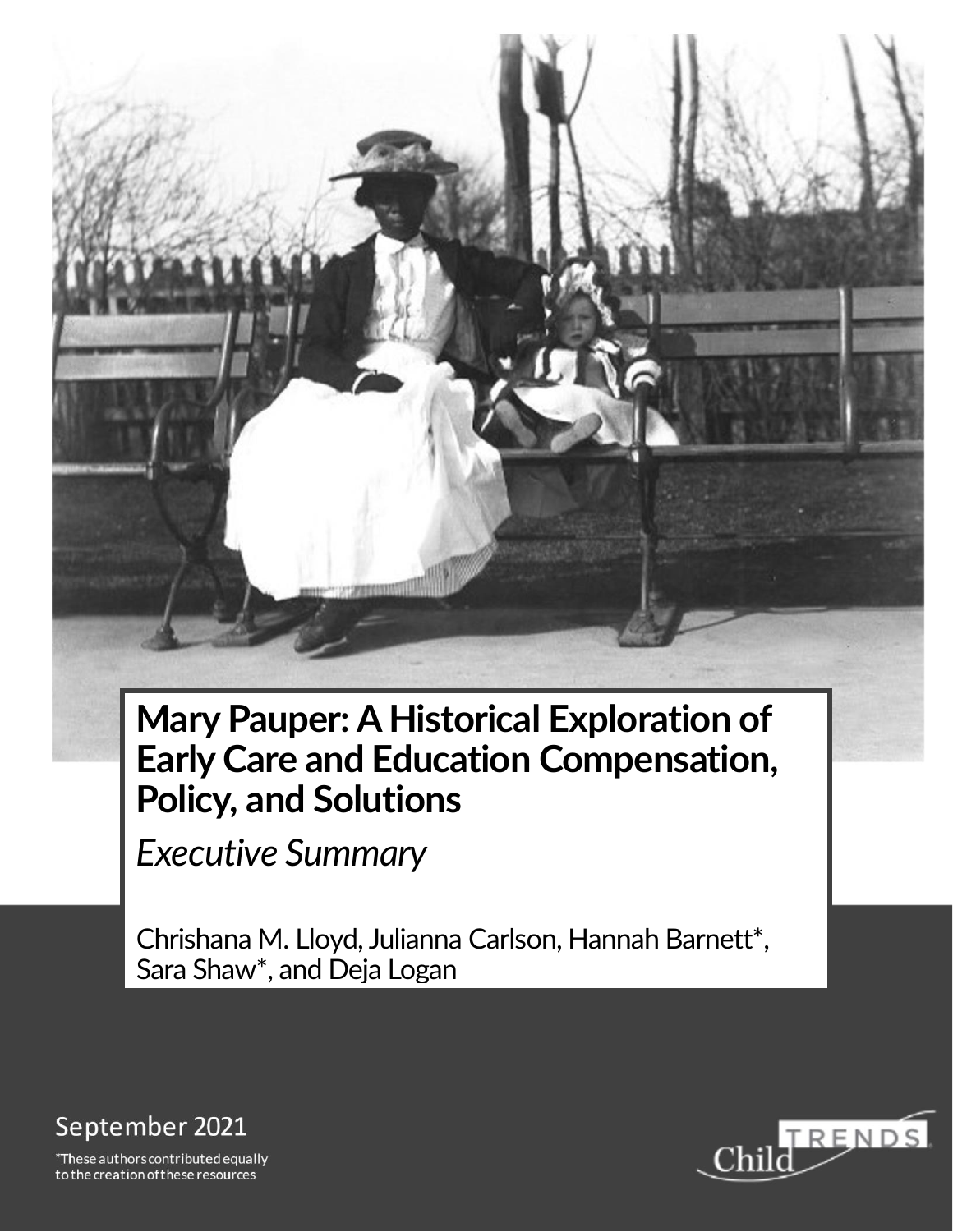# Mary Pauper: A Historical Exploration of Early Care and Education Compensation, Policy, and Solutions

*Executive Summary*

Chrishana M. Lloyd, Julianna Carlson, Hannah Barnett*, Sara Shaw*, and Deja Logan

September 2021

*These authors contributed equally to the creation of these resources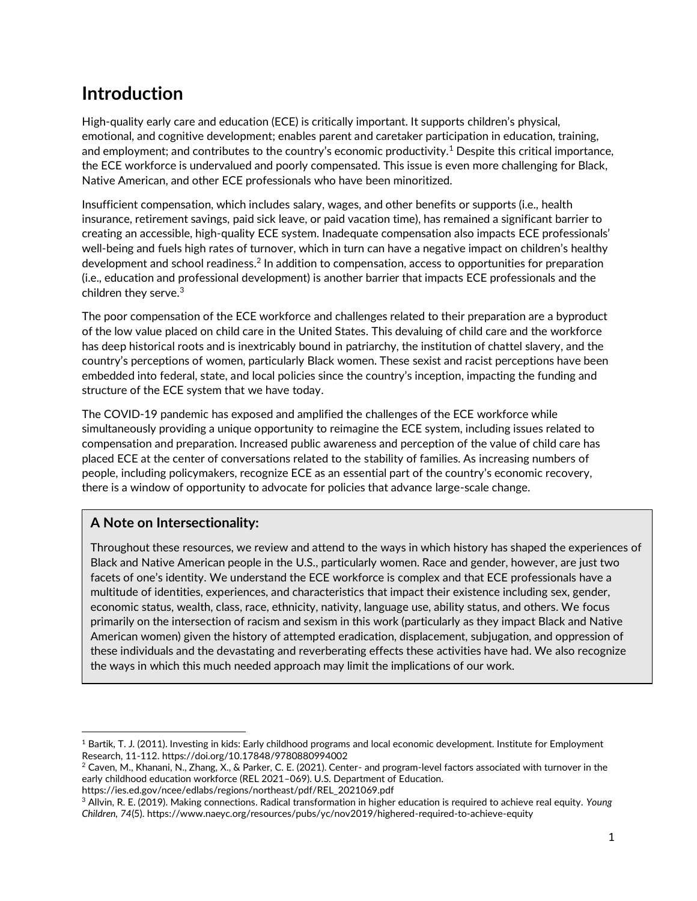# Introduction

High-quality early care and education (ECE) is critically important. It supports children's physical, emotional, and cognitive development; enables parent and caretaker participation in education, training, and employment; and contributes to the country's economic productivity.[1] Despite this critical importance, the ECE workforce is undervalued and poorly compensated. This issue is even more challenging for Black, Native American, and other ECE professionals who have been minoritized.

Insufficient compensation, which includes salary, wages, and other benefits or supports (i.e., health insurance, retirement savings, paid sick leave, or paid vacation time), has remained a significant barrier to creating an accessible, high-quality ECE system. Inadequate compensation also impacts ECE professionals' well-being and fuels high rates of turnover, which in turn can have a negative impact on children's healthy development and school readiness.[2] In addition to compensation, access to opportunities for preparation (i.e., education and professional development) is another barrier that impacts ECE professionals and the children they serve.[3]

The poor compensation of the ECE workforce and challenges related to their preparation are a byproduct of the low value placed on child care in the United States. This devaluing of child care and the workforce has deep historical roots and is inextricably bound in patriarchy, the institution of chattel slavery, and the country's perceptions of women, particularly Black women. These sexist and racist perceptions have been embedded into federal, state, and local policies since the country's inception, impacting the funding and structure of the ECE system that we have today.

The COVID-19 pandemic has exposed and amplified the challenges of the ECE workforce while simultaneously providing a unique opportunity to reimagine the ECE system, including issues related to compensation and preparation. Increased public awareness and perception of the value of child care has placed ECE at the center of conversations related to the stability of families. As increasing numbers of people, including policymakers, recognize ECE as an essential part of the country's economic recovery, there is a window of opportunity to advocate for policies that advance large-scale change.

### A Note on Intersectionality:

Throughout these resources, we review and attend to the ways in which history has shaped the experiences of Black and Native American people in the U.S., particularly women. Race and gender, however, are just two facets of one's identity. We understand the ECE workforce is complex and that ECE professionals have a multitude of identities, experiences, and characteristics that impact their existence including sex, gender, economic status, wealth, class, race, ethnicity, nativity, language use, ability status, and others. We focus primarily on the intersection of racism and sexism in this work (particularly as they impact Black and Native American women) given the history of attempted eradication, displacement, subjugation, and oppression of these individuals and the devastating and reverberating effects these activities have had. We also recognize the ways in which this much needed approach may limit the implications of our work.

---

[1] Bartik, T. J. (2011). Investing in kids: Early childhood programs and local economic development. Institute for Employment Research, 11-112. https://doi.org/10.17848/9780880994002

[2] Caven, M., Khanani, N., Zhang, X., & Parker, C. E. (2021). Center- and program-level factors associated with turnover in the early childhood education workforce (REL 2021–069). U.S. Department of Education. https://ies.ed.gov/ncee/edlabs/regions/northeast/pdf/REL_2021069.pdf

[3] Allvin, R. E. (2019). Making connections. Radical transformation in higher education is required to achieve real equity. *Young Children, 74*(5). https://www.naeyc.org/resources/pubs/yc/nov2019/highered-required-to-achieve-equity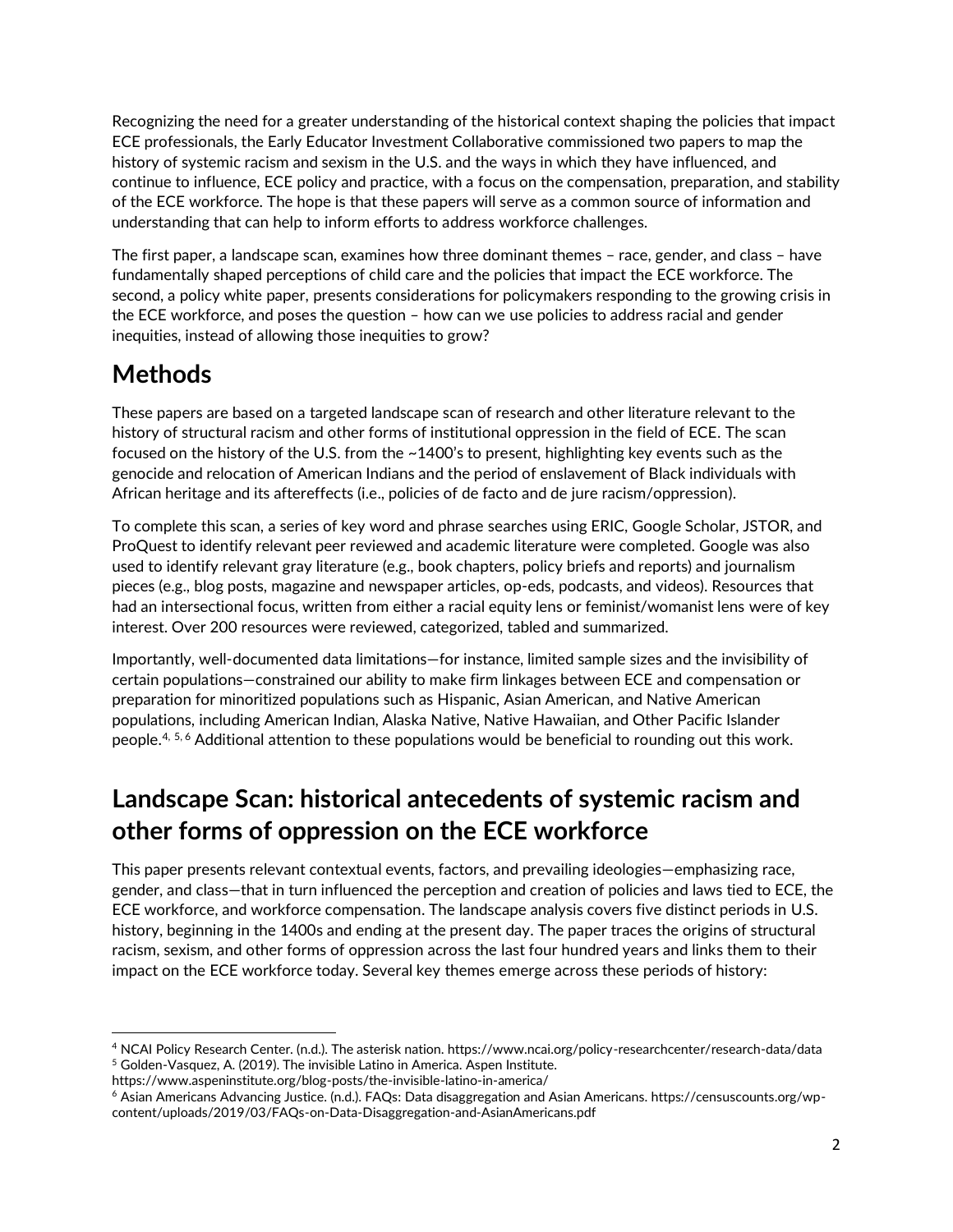Recognizing the need for a greater understanding of the historical context shaping the policies that impact ECE professionals, the Early Educator Investment Collaborative commissioned two papers to map the history of systemic racism and sexism in the U.S. and the ways in which they have influenced, and continue to influence, ECE policy and practice, with a focus on the compensation, preparation, and stability of the ECE workforce. The hope is that these papers will serve as a common source of information and understanding that can help to inform efforts to address workforce challenges.

The first paper, a landscape scan, examines how three dominant themes – race, gender, and class – have fundamentally shaped perceptions of child care and the policies that impact the ECE workforce. The second, a policy white paper, presents considerations for policymakers responding to the growing crisis in the ECE workforce, and poses the question – how can we use policies to address racial and gender inequities, instead of allowing those inequities to grow?

## Methods

These papers are based on a targeted landscape scan of research and other literature relevant to the history of structural racism and other forms of institutional oppression in the field of ECE. The scan focused on the history of the U.S. from the ~1400's to present, highlighting key events such as the genocide and relocation of American Indians and the period of enslavement of Black individuals with African heritage and its aftereffects (i.e., policies of de facto and de jure racism/oppression).

To complete this scan, a series of key word and phrase searches using ERIC, Google Scholar, JSTOR, and ProQuest to identify relevant peer reviewed and academic literature were completed. Google was also used to identify relevant gray literature (e.g., book chapters, policy briefs and reports) and journalism pieces (e.g., blog posts, magazine and newspaper articles, op-eds, podcasts, and videos). Resources that had an intersectional focus, written from either a racial equity lens or feminist/womanist lens were of key interest. Over 200 resources were reviewed, categorized, tabled and summarized.

Importantly, well-documented data limitations—for instance, limited sample sizes and the invisibility of certain populations—constrained our ability to make firm linkages between ECE and compensation or preparation for minoritized populations such as Hispanic, Asian American, and Native American populations, including American Indian, Alaska Native, Native Hawaiian, and Other Pacific Islander people.[4, 5, 6] Additional attention to these populations would be beneficial to rounding out this work.

## Landscape Scan: historical antecedents of systemic racism and other forms of oppression on the ECE workforce

This paper presents relevant contextual events, factors, and prevailing ideologies—emphasizing race, gender, and class—that in turn influenced the perception and creation of policies and laws tied to ECE, the ECE workforce, and workforce compensation. The landscape analysis covers five distinct periods in U.S. history, beginning in the 1400s and ending at the present day. The paper traces the origins of structural racism, sexism, and other forms of oppression across the last four hundred years and links them to their impact on the ECE workforce today. Several key themes emerge across these periods of history:

---

[4] NCAI Policy Research Center. (n.d.). The asterisk nation. https://www.ncai.org/policy-researchcenter/research-data/data

[5] Golden-Vasquez, A. (2019). The invisible Latino in America. Aspen Institute. https://www.aspeninstitute.org/blog-posts/the-invisible-latino-in-america/

[6] Asian Americans Advancing Justice. (n.d.). FAQs: Data disaggregation and Asian Americans. https://censuscounts.org/wp-content/uploads/2019/03/FAQs-on-Data-Disaggregation-and-AsianAmericans.pdf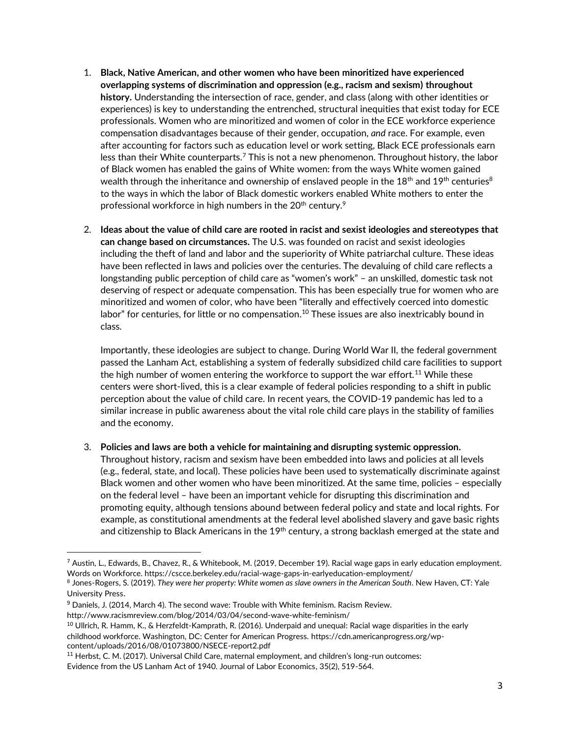1. **Black, Native American, and other women who have been minoritized have experienced overlapping systems of discrimination and oppression (e.g., racism and sexism) throughout history.** Understanding the intersection of race, gender, and class (along with other identities or experiences) is key to understanding the entrenched, structural inequities that exist today for ECE professionals. Women who are minoritized and women of color in the ECE workforce experience compensation disadvantages because of their gender, occupation, *and* race. For example, even after accounting for factors such as education level or work setting, Black ECE professionals earn less than their White counterparts.[7] This is not a new phenomenon. Throughout history, the labor of Black women has enabled the gains of White women: from the ways White women gained wealth through the inheritance and ownership of enslaved people in the 18th and 19th centuries[8] to the ways in which the labor of Black domestic workers enabled White mothers to enter the professional workforce in high numbers in the 20th century.[9]

2. **Ideas about the value of child care are rooted in racist and sexist ideologies and stereotypes that can change based on circumstances.** The U.S. was founded on racist and sexist ideologies including the theft of land and labor and the superiority of White patriarchal culture. These ideas have been reflected in laws and policies over the centuries. The devaluing of child care reflects a longstanding public perception of child care as "women's work" – an unskilled, domestic task not deserving of respect or adequate compensation. This has been especially true for women who are minoritized and women of color, who have been "literally and effectively coerced into domestic labor" for centuries, for little or no compensation.[10] These issues are also inextricably bound in class.

   Importantly, these ideologies are subject to change. During World War II, the federal government passed the Lanham Act, establishing a system of federally subsidized child care facilities to support the high number of women entering the workforce to support the war effort.[11] While these centers were short-lived, this is a clear example of federal policies responding to a shift in public perception about the value of child care. In recent years, the COVID-19 pandemic has led to a similar increase in public awareness about the vital role child care plays in the stability of families and the economy.

3. **Policies and laws are both a vehicle for maintaining and disrupting systemic oppression.** Throughout history, racism and sexism have been embedded into laws and policies at all levels (e.g., federal, state, and local). These policies have been used to systematically discriminate against Black women and other women who have been minoritized. At the same time, policies – especially on the federal level – have been an important vehicle for disrupting this discrimination and promoting equity, although tensions abound between federal policy and state and local rights. For example, as constitutional amendments at the federal level abolished slavery and gave basic rights and citizenship to Black Americans in the 19th century, a strong backlash emerged at the state and

---

[7] Austin, L., Edwards, B., Chavez, R., & Whitebook, M. (2019, December 19). Racial wage gaps in early education employment. Words on Workforce. https://cscce.berkeley.edu/racial-wage-gaps-in-earlyeducation-employment/

[8] Jones-Rogers, S. (2019). *They were her property: White women as slave owners in the American South*. New Haven, CT: Yale University Press.

[9] Daniels, J. (2014, March 4). The second wave: Trouble with White feminism. Racism Review. http://www.racismreview.com/blog/2014/03/04/second-wave-white-feminism/

[10] Ullrich, R. Hamm, K., & Herzfeldt-Kamprath, R. (2016). Underpaid and unequal: Racial wage disparities in the early childhood workforce. Washington, DC: Center for American Progress. https://cdn.americanprogress.org/wp-content/uploads/2016/08/01073800/NSECE-report2.pdf

[11] Herbst, C. M. (2017). Universal Child Care, maternal employment, and children's long-run outcomes: Evidence from the US Lanham Act of 1940. Journal of Labor Economics, 35(2), 519-564.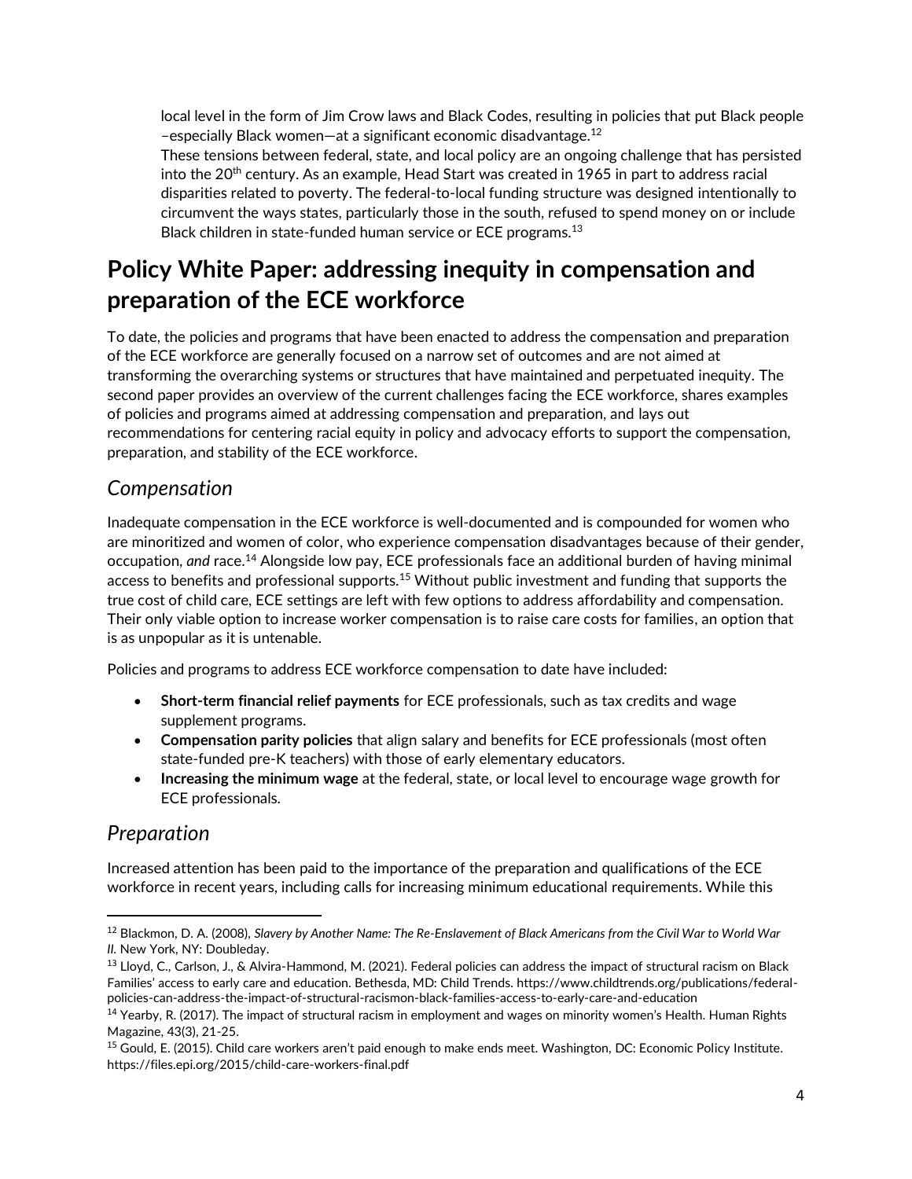local level in the form of Jim Crow laws and Black Codes, resulting in policies that put Black people –especially Black women—at a significant economic disadvantage.[12]

These tensions between federal, state, and local policy are an ongoing challenge that has persisted into the 20th century. As an example, Head Start was created in 1965 in part to address racial disparities related to poverty. The federal-to-local funding structure was designed intentionally to circumvent the ways states, particularly those in the south, refused to spend money on or include Black children in state-funded human service or ECE programs.[13]

# Policy White Paper: addressing inequity in compensation and preparation of the ECE workforce

To date, the policies and programs that have been enacted to address the compensation and preparation of the ECE workforce are generally focused on a narrow set of outcomes and are not aimed at transforming the overarching systems or structures that have maintained and perpetuated inequity. The second paper provides an overview of the current challenges facing the ECE workforce, shares examples of policies and programs aimed at addressing compensation and preparation, and lays out recommendations for centering racial equity in policy and advocacy efforts to support the compensation, preparation, and stability of the ECE workforce.

## *Compensation*

Inadequate compensation in the ECE workforce is well-documented and is compounded for women who are minoritized and women of color, who experience compensation disadvantages because of their gender, occupation, *and* race.[14] Alongside low pay, ECE professionals face an additional burden of having minimal access to benefits and professional supports.[15] Without public investment and funding that supports the true cost of child care, ECE settings are left with few options to address affordability and compensation. Their only viable option to increase worker compensation is to raise care costs for families, an option that is as unpopular as it is untenable.

Policies and programs to address ECE workforce compensation to date have included:

- **Short-term financial relief payments** for ECE professionals, such as tax credits and wage supplement programs.
- **Compensation parity policies** that align salary and benefits for ECE professionals (most often state-funded pre-K teachers) with those of early elementary educators.
- **Increasing the minimum wage** at the federal, state, or local level to encourage wage growth for ECE professionals.

## *Preparation*

Increased attention has been paid to the importance of the preparation and qualifications of the ECE workforce in recent years, including calls for increasing minimum educational requirements. While this

---

[12] Blackmon, D. A. (2008), *Slavery by Another Name: The Re-Enslavement of Black Americans from the Civil War to World War II.* New York, NY: Doubleday.

[13] Lloyd, C., Carlson, J., & Alvira-Hammond, M. (2021). Federal policies can address the impact of structural racism on Black Families' access to early care and education. Bethesda, MD: Child Trends. https://www.childtrends.org/publications/federal-policies-can-address-the-impact-of-structural-racismon-black-families-access-to-early-care-and-education

[14] Yearby, R. (2017). The impact of structural racism in employment and wages on minority women's Health. Human Rights Magazine, 43(3), 21-25.

[15] Gould, E. (2015). Child care workers aren't paid enough to make ends meet. Washington, DC: Economic Policy Institute. https://files.epi.org/2015/child-care-workers-final.pdf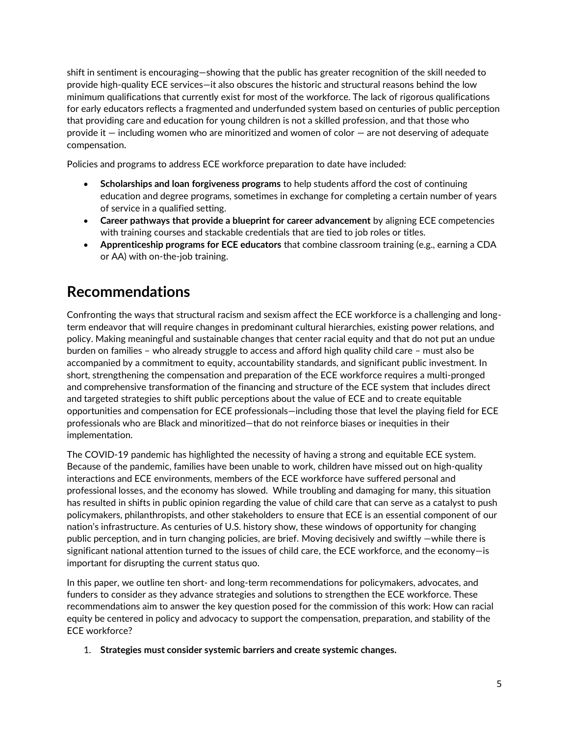shift in sentiment is encouraging—showing that the public has greater recognition of the skill needed to provide high-quality ECE services—it also obscures the historic and structural reasons behind the low minimum qualifications that currently exist for most of the workforce. The lack of rigorous qualifications for early educators reflects a fragmented and underfunded system based on centuries of public perception that providing care and education for young children is not a skilled profession, and that those who provide it — including women who are minoritized and women of color — are not deserving of adequate compensation.

Policies and programs to address ECE workforce preparation to date have included:

- **Scholarships and loan forgiveness programs** to help students afford the cost of continuing education and degree programs, sometimes in exchange for completing a certain number of years of service in a qualified setting.
- **Career pathways that provide a blueprint for career advancement** by aligning ECE competencies with training courses and stackable credentials that are tied to job roles or titles.
- **Apprenticeship programs for ECE educators** that combine classroom training (e.g., earning a CDA or AA) with on-the-job training.

## Recommendations

Confronting the ways that structural racism and sexism affect the ECE workforce is a challenging and long-term endeavor that will require changes in predominant cultural hierarchies, existing power relations, and policy. Making meaningful and sustainable changes that center racial equity and that do not put an undue burden on families – who already struggle to access and afford high quality child care – must also be accompanied by a commitment to equity, accountability standards, and significant public investment. In short, strengthening the compensation and preparation of the ECE workforce requires a multi-pronged and comprehensive transformation of the financing and structure of the ECE system that includes direct and targeted strategies to shift public perceptions about the value of ECE and to create equitable opportunities and compensation for ECE professionals—including those that level the playing field for ECE professionals who are Black and minoritized—that do not reinforce biases or inequities in their implementation.

The COVID-19 pandemic has highlighted the necessity of having a strong and equitable ECE system. Because of the pandemic, families have been unable to work, children have missed out on high-quality interactions and ECE environments, members of the ECE workforce have suffered personal and professional losses, and the economy has slowed. While troubling and damaging for many, this situation has resulted in shifts in public opinion regarding the value of child care that can serve as a catalyst to push policymakers, philanthropists, and other stakeholders to ensure that ECE is an essential component of our nation's infrastructure. As centuries of U.S. history show, these windows of opportunity for changing public perception, and in turn changing policies, are brief. Moving decisively and swiftly —while there is significant national attention turned to the issues of child care, the ECE workforce, and the economy—is important for disrupting the current status quo.

In this paper, we outline ten short- and long-term recommendations for policymakers, advocates, and funders to consider as they advance strategies and solutions to strengthen the ECE workforce. These recommendations aim to answer the key question posed for the commission of this work: How can racial equity be centered in policy and advocacy to support the compensation, preparation, and stability of the ECE workforce?

1. **Strategies must consider systemic barriers and create systemic changes.**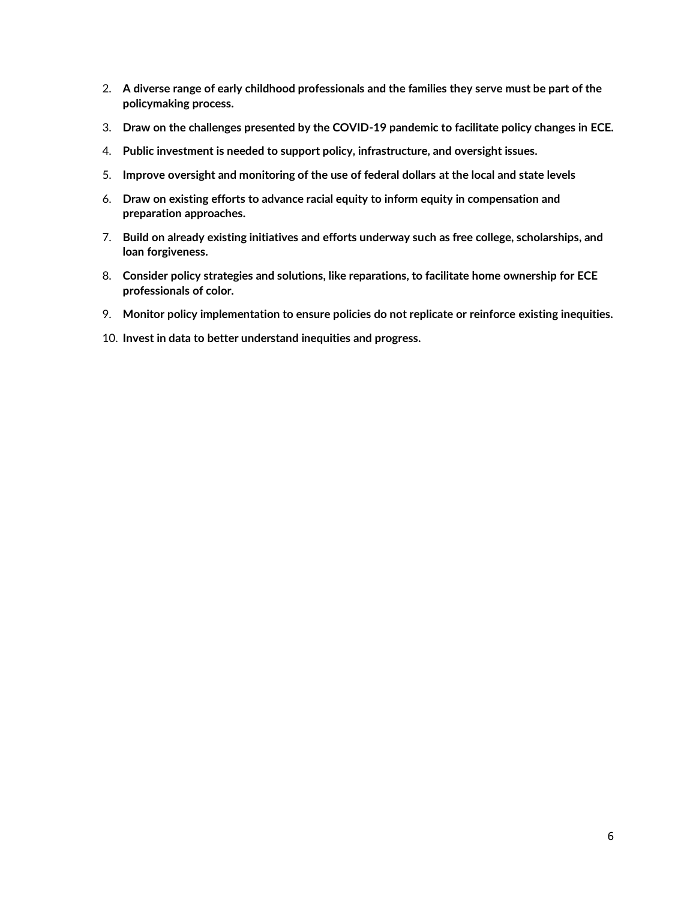2. **A diverse range of early childhood professionals and the families they serve must be part of the policymaking process.**
3. **Draw on the challenges presented by the COVID-19 pandemic to facilitate policy changes in ECE.**
4. **Public investment is needed to support policy, infrastructure, and oversight issues.**
5. **Improve oversight and monitoring of the use of federal dollars at the local and state levels**
6. **Draw on existing efforts to advance racial equity to inform equity in compensation and preparation approaches.**
7. **Build on already existing initiatives and efforts underway such as free college, scholarships, and loan forgiveness.**
8. **Consider policy strategies and solutions, like reparations, to facilitate home ownership for ECE professionals of color.**
9. **Monitor policy implementation to ensure policies do not replicate or reinforce existing inequities.**
10. **Invest in data to better understand inequities and progress.**